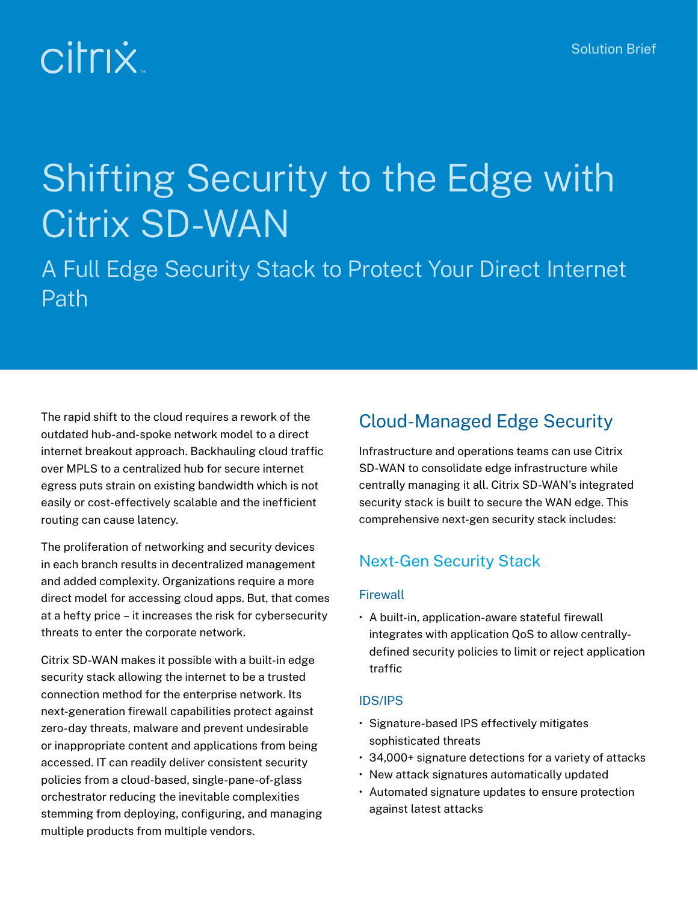citrix

Solution Brief

# Shifting Security to the Edge with Citrix SD-WAN

A Full Edge Security Stack to Protect Your Direct Internet Path

The rapid shift to the cloud requires a rework of the outdated hub-and-spoke network model to a direct internet breakout approach. Backhauling cloud traffic over MPLS to a centralized hub for secure internet egress puts strain on existing bandwidth which is not easily or cost-effectively scalable and the inefficient routing can cause latency.

The proliferation of networking and security devices in each branch results in decentralized management and added complexity. Organizations require a more direct model for accessing cloud apps. But, that comes at a hefty price – it increases the risk for cybersecurity threats to enter the corporate network.

Citrix SD-WAN makes it possible with a built-in edge security stack allowing the internet to be a trusted connection method for the enterprise network. Its next-generation firewall capabilities protect against zero-day threats, malware and prevent undesirable or inappropriate content and applications from being accessed. IT can readily deliver consistent security policies from a cloud-based, single-pane-of-glass orchestrator reducing the inevitable complexities stemming from deploying, configuring, and managing multiple products from multiple vendors.

## Cloud-Managed Edge Security

Infrastructure and operations teams can use Citrix SD-WAN to consolidate edge infrastructure while centrally managing it all. Citrix SD-WAN's integrated security stack is built to secure the WAN edge. This comprehensive next-gen security stack includes:

### Next-Gen Security Stack

#### Firewall

- A built-in, application-aware stateful firewall integrates with application QoS to allow centrally-defined security policies to limit or reject application traffic

#### IDS/IPS

- Signature-based IPS effectively mitigates sophisticated threats
- 34,000+ signature detections for a variety of attacks
- New attack signatures automatically updated
- Automated signature updates to ensure protection against latest attacks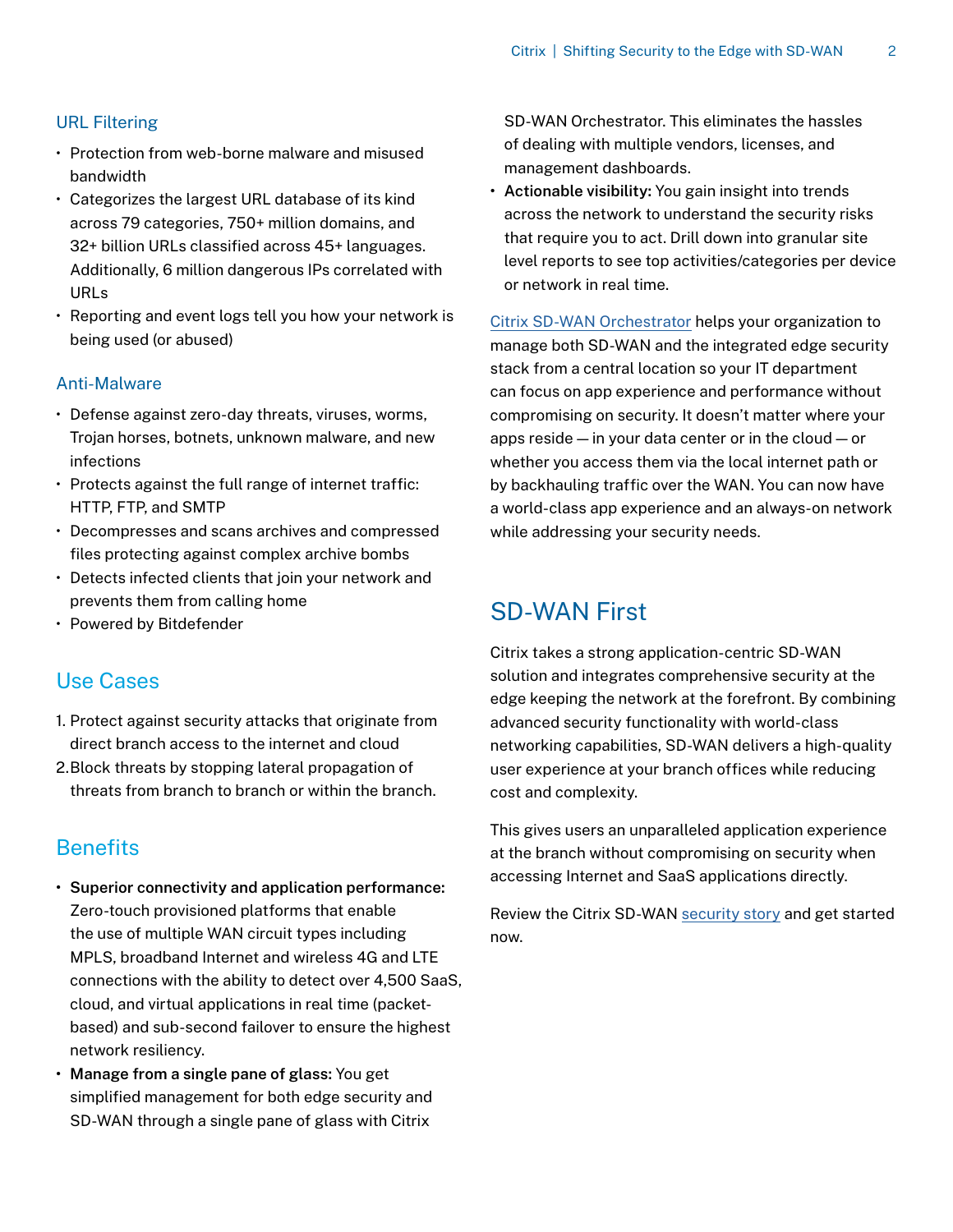### URL Filtering

- Protection from web-borne malware and misused bandwidth
- Categorizes the largest URL database of its kind across 79 categories, 750+ million domains, and 32+ billion URLs classified across 45+ languages. Additionally, 6 million dangerous IPs correlated with URLs
- Reporting and event logs tell you how your network is being used (or abused)

### Anti-Malware

- Defense against zero-day threats, viruses, worms, Trojan horses, botnets, unknown malware, and new infections
- Protects against the full range of internet traffic: HTTP, FTP, and SMTP
- Decompresses and scans archives and compressed files protecting against complex archive bombs
- Detects infected clients that join your network and prevents them from calling home
- Powered by Bitdefender

## Use Cases

1. Protect against security attacks that originate from direct branch access to the internet and cloud
2. Block threats by stopping lateral propagation of threats from branch to branch or within the branch.

## Benefits

- **Superior connectivity and application performance:** Zero-touch provisioned platforms that enable the use of multiple WAN circuit types including MPLS, broadband Internet and wireless 4G and LTE connections with the ability to detect over 4,500 SaaS, cloud, and virtual applications in real time (packet-based) and sub-second failover to ensure the highest network resiliency.
- **Manage from a single pane of glass:** You get simplified management for both edge security and SD-WAN through a single pane of glass with Citrix SD-WAN Orchestrator. This eliminates the hassles of dealing with multiple vendors, licenses, and management dashboards.
- **Actionable visibility:** You gain insight into trends across the network to understand the security risks that require you to act. Drill down into granular site level reports to see top activities/categories per device or network in real time.

Citrix SD-WAN Orchestrator helps your organization to manage both SD-WAN and the integrated edge security stack from a central location so your IT department can focus on app experience and performance without compromising on security. It doesn't matter where your apps reside — in your data center or in the cloud — or whether you access them via the local internet path or by backhauling traffic over the WAN. You can now have a world-class app experience and an always-on network while addressing your security needs.

## SD-WAN First

Citrix takes a strong application-centric SD-WAN solution and integrates comprehensive security at the edge keeping the network at the forefront. By combining advanced security functionality with world-class networking capabilities, SD-WAN delivers a high-quality user experience at your branch offices while reducing cost and complexity.

This gives users an unparalleled application experience at the branch without compromising on security when accessing Internet and SaaS applications directly.

Review the Citrix SD-WAN security story and get started now.